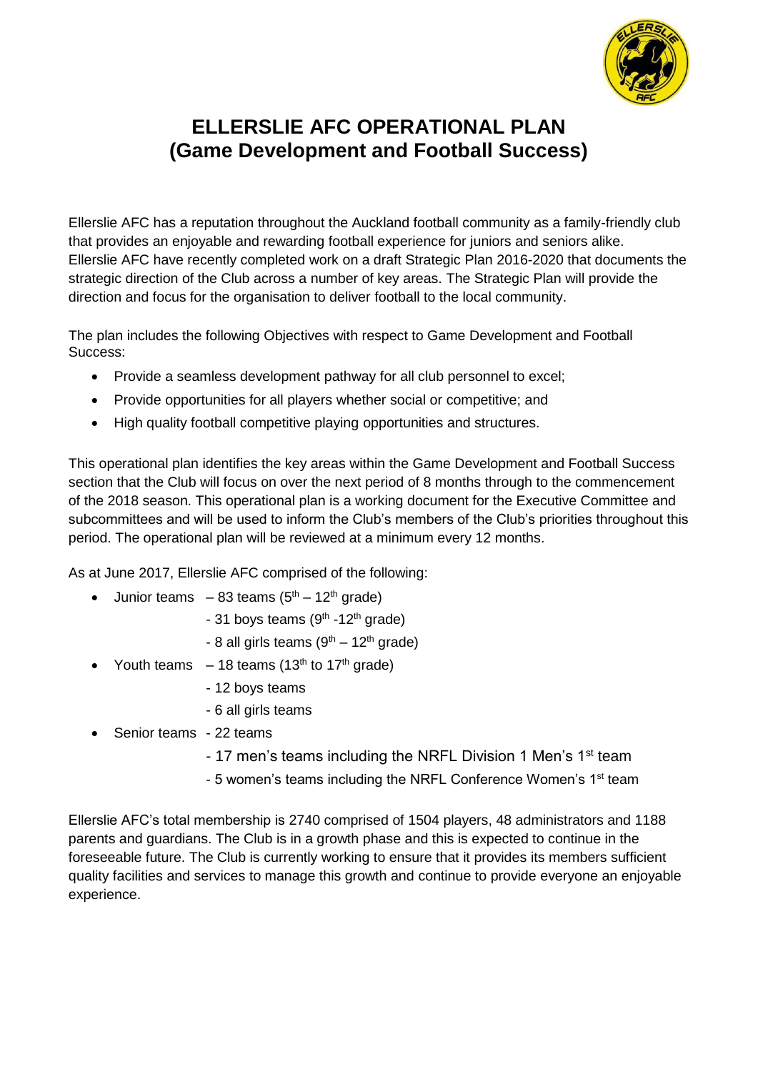# ELLERSLIE AFC OPERATIONAL PLAN (Game Development and Football Success)

Ellerslie AFC has a reputation throughout the Auckland football community as a family-friendly club that provides an enjoyable and rewarding football experience for juniors and seniors alike. Ellerslie AFC have recently completed work on a draft Strategic Plan 2016-2020 that documents the strategic direction of the Club across a number of key areas. The Strategic Plan will provide the direction and focus for the organisation to deliver football to the local community.

The plan includes the following Objectives with respect to Game Development and Football Success:

- Provide a seamless development pathway for all club personnel to excel;
- Provide opportunities for all players whether social or competitive; and
- High quality football competitive playing opportunities and structures.

This operational plan identifies the key areas within the Game Development and Football Success section that the Club will focus on over the next period of 8 months through to the commencement of the 2018 season. This operational plan is a working document for the Executive Committee and subcommittees and will be used to inform the Club's members of the Club's priorities throughout this period. The operational plan will be reviewed at a minimum every 12 months.

As at June 2017, Ellerslie AFC comprised of the following:

- Junior teams – 83 teams (5th – 12th grade)
  - 31 boys teams (9th -12th grade)
  - 8 all girls teams (9th – 12th grade)
- Youth teams – 18 teams (13th to 17th grade)
  - 12 boys teams
  - 6 all girls teams
- Senior teams - 22 teams
  - 17 men's teams including the NRFL Division 1 Men's 1st team
  - 5 women's teams including the NRFL Conference Women's 1st team

Ellerslie AFC's total membership is 2740 comprised of 1504 players, 48 administrators and 1188 parents and guardians. The Club is in a growth phase and this is expected to continue in the foreseeable future. The Club is currently working to ensure that it provides its members sufficient quality facilities and services to manage this growth and continue to provide everyone an enjoyable experience.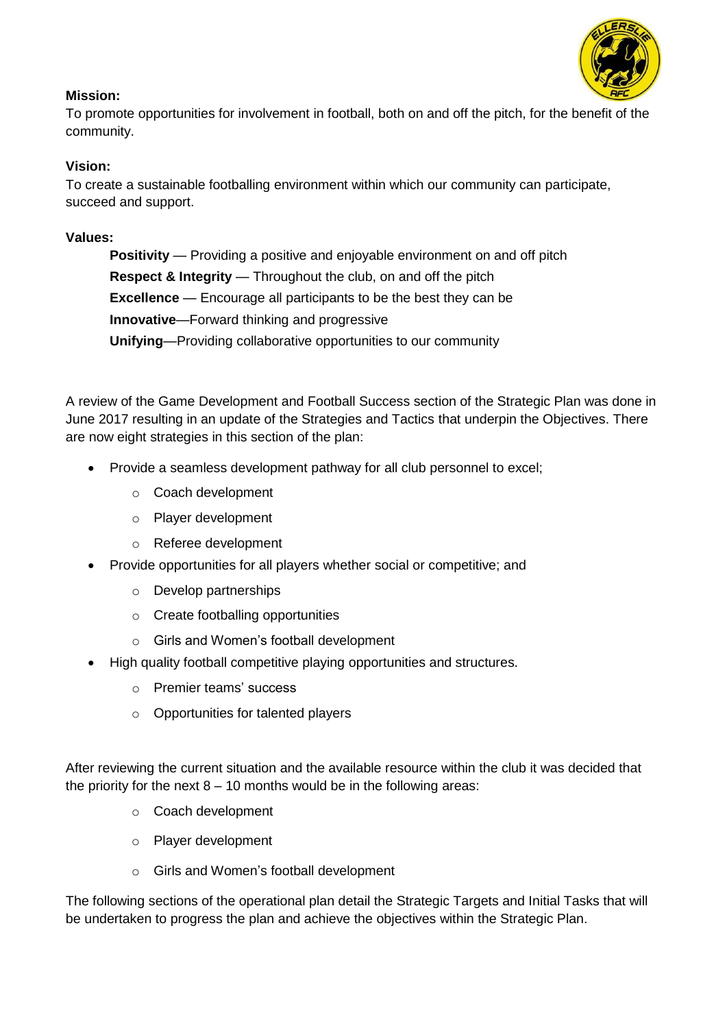**Mission:**

To promote opportunities for involvement in football, both on and off the pitch, for the benefit of the community.

**Vision:**

To create a sustainable footballing environment within which our community can participate, succeed and support.

**Values:**

**Positivity** — Providing a positive and enjoyable environment on and off pitch

**Respect & Integrity** — Throughout the club, on and off the pitch

**Excellence** — Encourage all participants to be the best they can be

**Innovative**—Forward thinking and progressive

**Unifying**—Providing collaborative opportunities to our community

A review of the Game Development and Football Success section of the Strategic Plan was done in June 2017 resulting in an update of the Strategies and Tactics that underpin the Objectives. There are now eight strategies in this section of the plan:

- Provide a seamless development pathway for all club personnel to excel;
  - Coach development
  - Player development
  - Referee development
- Provide opportunities for all players whether social or competitive; and
  - Develop partnerships
  - Create footballing opportunities
  - Girls and Women's football development
- High quality football competitive playing opportunities and structures.
  - Premier teams' success
  - Opportunities for talented players

After reviewing the current situation and the available resource within the club it was decided that the priority for the next 8 – 10 months would be in the following areas:

- Coach development
- Player development
- Girls and Women's football development

The following sections of the operational plan detail the Strategic Targets and Initial Tasks that will be undertaken to progress the plan and achieve the objectives within the Strategic Plan.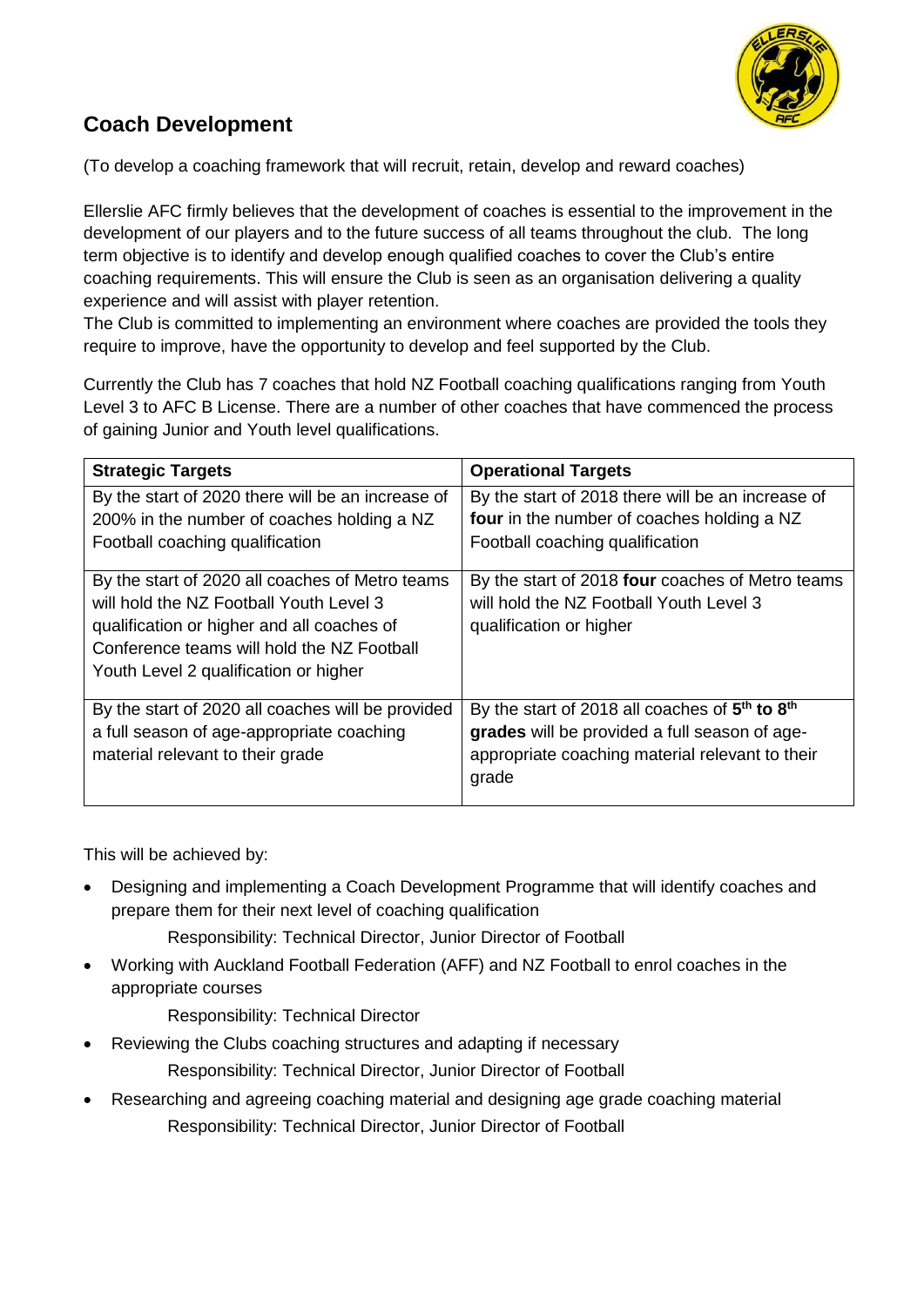## Coach Development

(To develop a coaching framework that will recruit, retain, develop and reward coaches)

Ellerslie AFC firmly believes that the development of coaches is essential to the improvement in the development of our players and to the future success of all teams throughout the club. The long term objective is to identify and develop enough qualified coaches to cover the Club's entire coaching requirements. This will ensure the Club is seen as an organisation delivering a quality experience and will assist with player retention.
The Club is committed to implementing an environment where coaches are provided the tools they require to improve, have the opportunity to develop and feel supported by the Club.

Currently the Club has 7 coaches that hold NZ Football coaching qualifications ranging from Youth Level 3 to AFC B License. There are a number of other coaches that have commenced the process of gaining Junior and Youth level qualifications.

| Strategic Targets | Operational Targets |
|---|---|
| By the start of 2020 there will be an increase of 200% in the number of coaches holding a NZ Football coaching qualification | By the start of 2018 there will be an increase of **four** in the number of coaches holding a NZ Football coaching qualification |
| By the start of 2020 all coaches of Metro teams will hold the NZ Football Youth Level 3 qualification or higher and all coaches of Conference teams will hold the NZ Football Youth Level 2 qualification or higher | By the start of 2018 **four** coaches of Metro teams will hold the NZ Football Youth Level 3 qualification or higher |
| By the start of 2020 all coaches will be provided a full season of age-appropriate coaching material relevant to their grade | By the start of 2018 all coaches of **5th to 8th grades** will be provided a full season of age-appropriate coaching material relevant to their grade |

This will be achieved by:

- Designing and implementing a Coach Development Programme that will identify coaches and prepare them for their next level of coaching qualification

  Responsibility: Technical Director, Junior Director of Football

- Working with Auckland Football Federation (AFF) and NZ Football to enrol coaches in the appropriate courses

  Responsibility: Technical Director

- Reviewing the Clubs coaching structures and adapting if necessary

  Responsibility: Technical Director, Junior Director of Football

- Researching and agreeing coaching material and designing age grade coaching material

  Responsibility: Technical Director, Junior Director of Football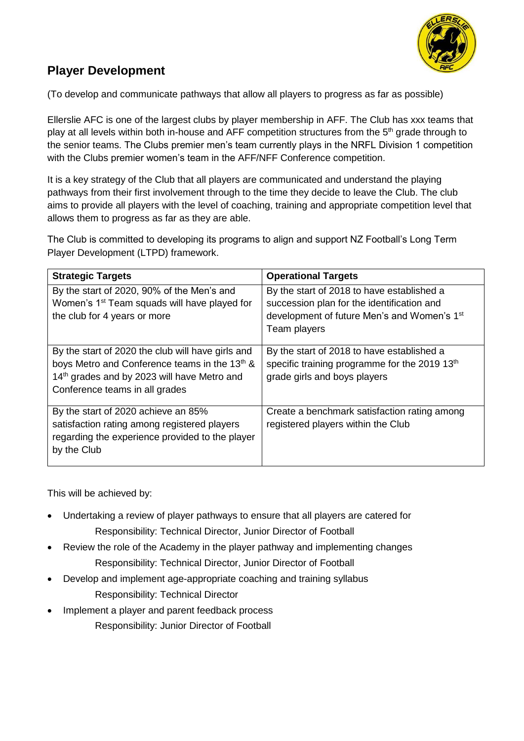## Player Development

(To develop and communicate pathways that allow all players to progress as far as possible)

Ellerslie AFC is one of the largest clubs by player membership in AFF. The Club has xxx teams that play at all levels within both in-house and AFF competition structures from the 5th grade through to the senior teams. The Clubs premier men's team currently plays in the NRFL Division 1 competition with the Clubs premier women's team in the AFF/NFF Conference competition.

It is a key strategy of the Club that all players are communicated and understand the playing pathways from their first involvement through to the time they decide to leave the Club. The club aims to provide all players with the level of coaching, training and appropriate competition level that allows them to progress as far as they are able.

The Club is committed to developing its programs to align and support NZ Football's Long Term Player Development (LTPD) framework.

| Strategic Targets | Operational Targets |
|---|---|
| By the start of 2020, 90% of the Men's and Women's 1st Team squads will have played for the club for 4 years or more | By the start of 2018 to have established a succession plan for the identification and development of future Men's and Women's 1st Team players |
| By the start of 2020 the club will have girls and boys Metro and Conference teams in the 13th & 14th grades and by 2023 will have Metro and Conference teams in all grades | By the start of 2018 to have established a specific training programme for the 2019 13th grade girls and boys players |
| By the start of 2020 achieve an 85% satisfaction rating among registered players regarding the experience provided to the player by the Club | Create a benchmark satisfaction rating among registered players within the Club |

This will be achieved by:

- Undertaking a review of player pathways to ensure that all players are catered for
  Responsibility: Technical Director, Junior Director of Football
- Review the role of the Academy in the player pathway and implementing changes
  Responsibility: Technical Director, Junior Director of Football
- Develop and implement age-appropriate coaching and training syllabus
  Responsibility: Technical Director
- Implement a player and parent feedback process
  Responsibility: Junior Director of Football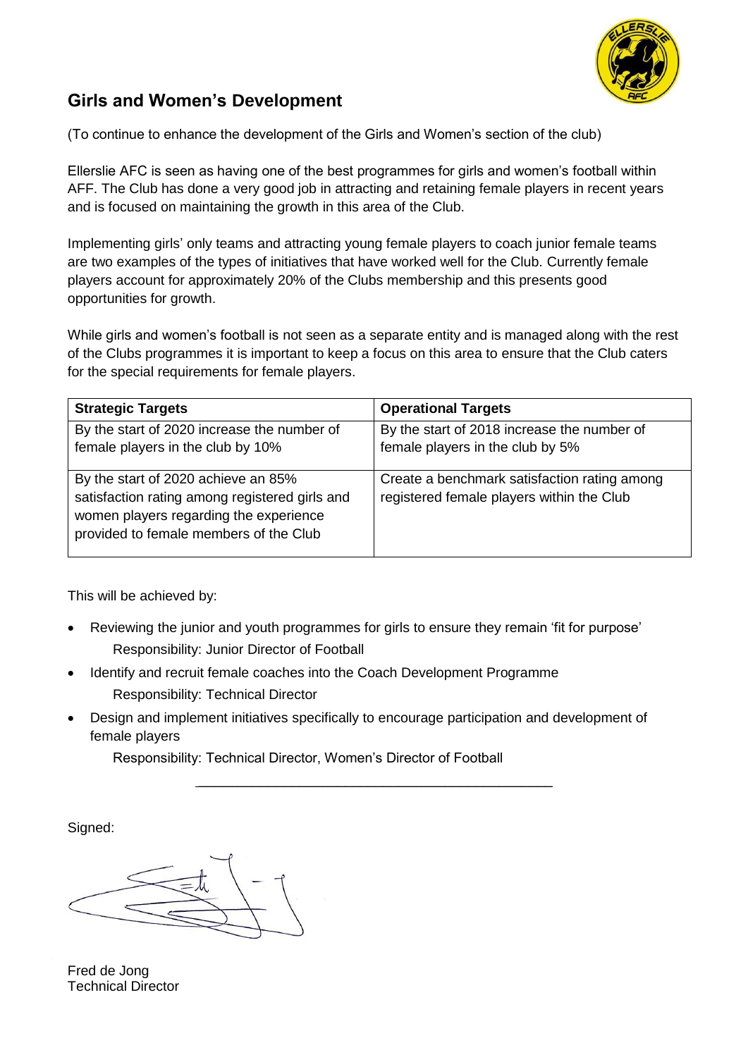## Girls and Women's Development

(To continue to enhance the development of the Girls and Women's section of the club)

Ellerslie AFC is seen as having one of the best programmes for girls and women's football within AFF. The Club has done a very good job in attracting and retaining female players in recent years and is focused on maintaining the growth in this area of the Club.

Implementing girls' only teams and attracting young female players to coach junior female teams are two examples of the types of initiatives that have worked well for the Club. Currently female players account for approximately 20% of the Clubs membership and this presents good opportunities for growth.

While girls and women's football is not seen as a separate entity and is managed along with the rest of the Clubs programmes it is important to keep a focus on this area to ensure that the Club caters for the special requirements for female players.

| Strategic Targets | Operational Targets |
|---|---|
| By the start of 2020 increase the number of female players in the club by 10% | By the start of 2018 increase the number of female players in the club by 5% |
| By the start of 2020 achieve an 85% satisfaction rating among registered girls and women players regarding the experience provided to female members of the Club | Create a benchmark satisfaction rating among registered female players within the Club |

This will be achieved by:

- Reviewing the junior and youth programmes for girls to ensure they remain 'fit for purpose'
  Responsibility: Junior Director of Football
- Identify and recruit female coaches into the Coach Development Programme
  Responsibility: Technical Director
- Design and implement initiatives specifically to encourage participation and development of female players
  Responsibility: Technical Director, Women's Director of Football

---

Signed:

Fred de Jong
Technical Director